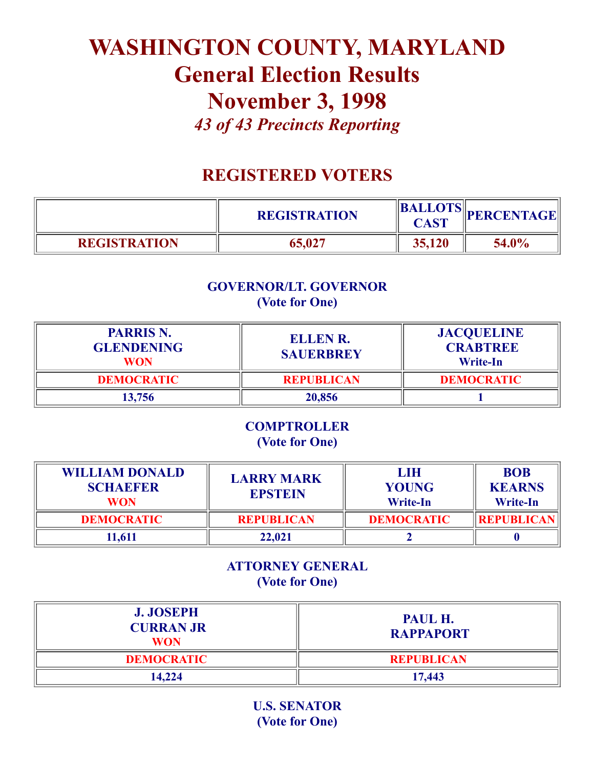# WASHINGTON COUNTY, MARYLAND
## General Election Results
## November 3, 1998
*43 of 43 Precincts Reporting*

## REGISTERED VOTERS

| | REGISTRATION | BALLOTS CAST | PERCENTAGE |
|---|---|---|---|
| REGISTRATION | 65,027 | 35,120 | 54.0% |

### GOVERNOR/LT. GOVERNOR
(Vote for One)

| PARRIS N. GLENDENING WON | ELLEN R. SAUERBREY | JACQUELINE CRABTREE Write-In |
|---|---|---|
| DEMOCRATIC | REPUBLICAN | DEMOCRATIC |
| 13,756 | 20,856 | 1 |

### COMPTROLLER
(Vote for One)

| WILLIAM DONALD SCHAEFER WON | LARRY MARK EPSTEIN | LIH YOUNG Write-In | BOB KEARNS Write-In |
|---|---|---|---|
| DEMOCRATIC | REPUBLICAN | DEMOCRATIC | REPUBLICAN |
| 11,611 | 22,021 | 2 | 0 |

### ATTORNEY GENERAL
(Vote for One)

| J. JOSEPH CURRAN JR WON | PAUL H. RAPPAPORT |
|---|---|
| DEMOCRATIC | REPUBLICAN |
| 14,224 | 17,443 |

### U.S. SENATOR
(Vote for One)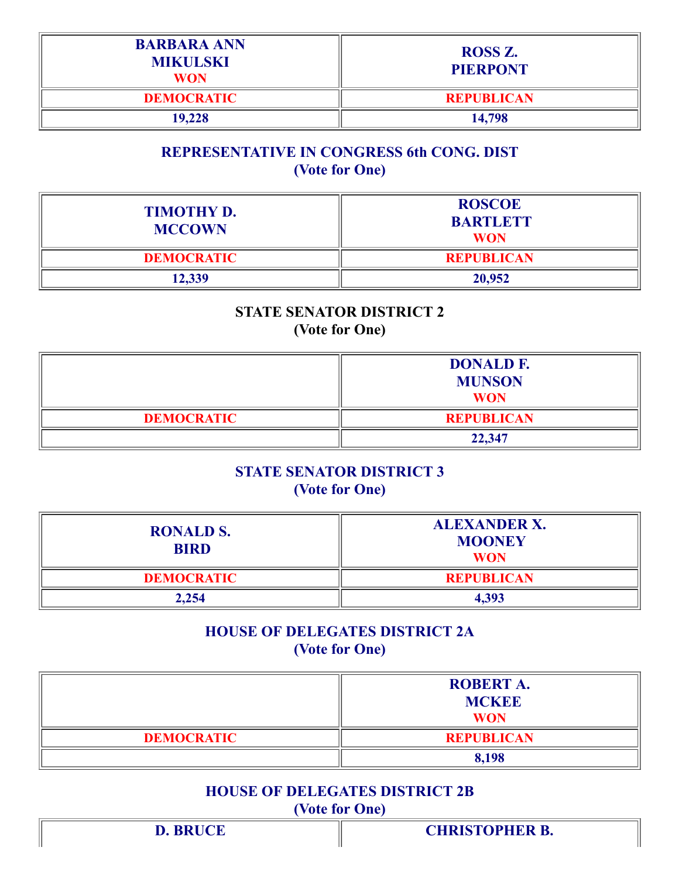| BARBARA ANN MIKULSKI WON | ROSS Z. PIERPONT |
| --- | --- |
| DEMOCRATIC | REPUBLICAN |
| 19,228 | 14,798 |

### REPRESENTATIVE IN CONGRESS 6th CONG. DIST
(Vote for One)

| TIMOTHY D. MCCOWN | ROSCOE BARTLETT WON |
| --- | --- |
| DEMOCRATIC | REPUBLICAN |
| 12,339 | 20,952 |

### STATE SENATOR DISTRICT 2
(Vote for One)

| | DONALD F. MUNSON WON |
| --- | --- |
| DEMOCRATIC | REPUBLICAN |
| | 22,347 |

### STATE SENATOR DISTRICT 3
(Vote for One)

| RONALD S. BIRD | ALEXANDER X. MOONEY WON |
| --- | --- |
| DEMOCRATIC | REPUBLICAN |
| 2,254 | 4,393 |

### HOUSE OF DELEGATES DISTRICT 2A
(Vote for One)

| | ROBERT A. MCKEE WON |
| --- | --- |
| DEMOCRATIC | REPUBLICAN |
| | 8,198 |

### HOUSE OF DELEGATES DISTRICT 2B
(Vote for One)

| D. BRUCE | CHRISTOPHER B. |
| --- | --- |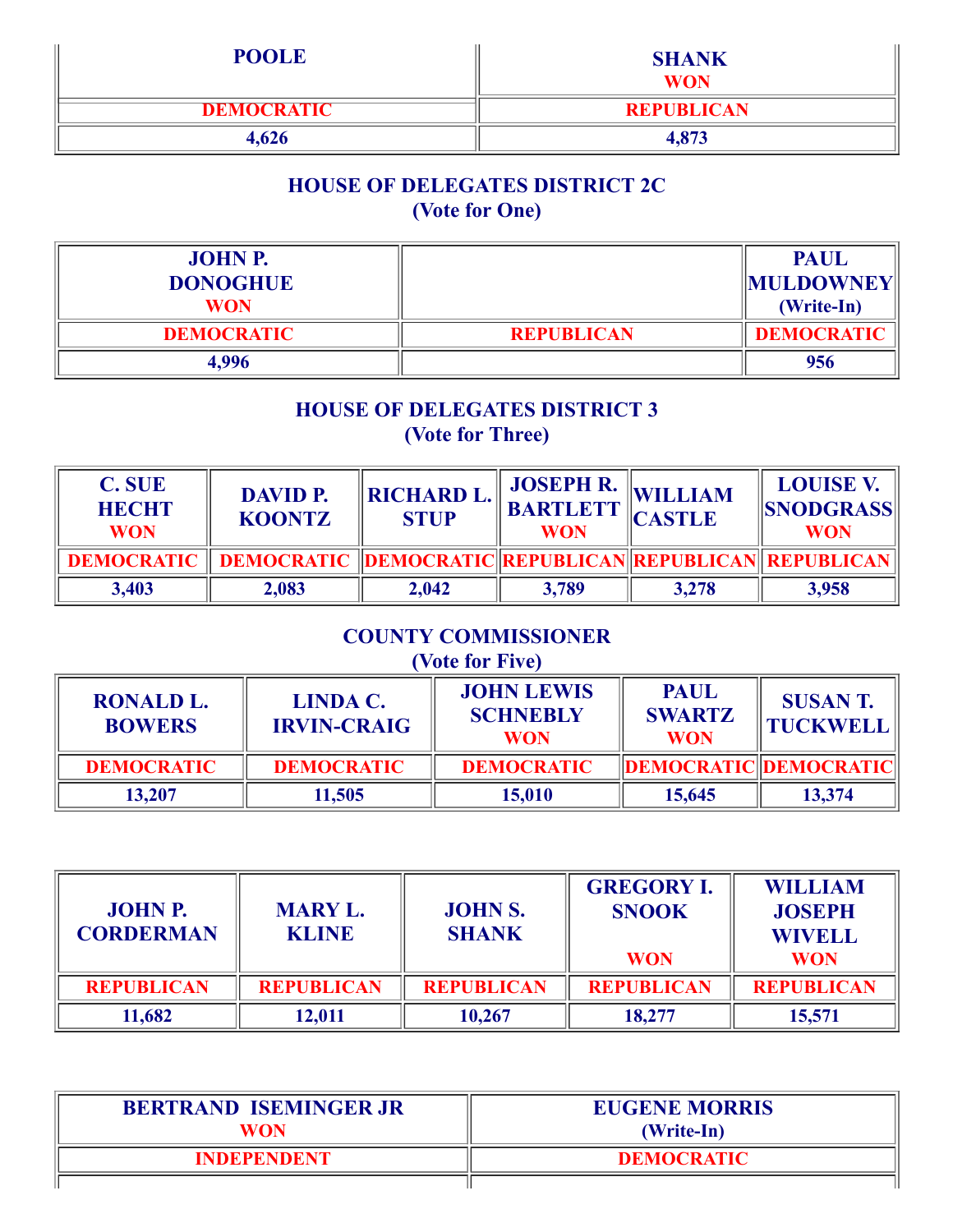| POOLE | SHANK WON |
|---|---|
| DEMOCRATIC | REPUBLICAN |
| 4,626 | 4,873 |

## HOUSE OF DELEGATES DISTRICT 2C
(Vote for One)

| JOHN P. DONOGHUE WON | | PAUL MULDOWNEY (Write-In) |
|---|---|---|
| DEMOCRATIC | REPUBLICAN | DEMOCRATIC |
| 4,996 | | 956 |

## HOUSE OF DELEGATES DISTRICT 3
(Vote for Three)

| C. SUE HECHT WON | DAVID P. KOONTZ | RICHARD L. STUP | JOSEPH R. BARTLETT WON | WILLIAM CASTLE | LOUISE V. SNODGRASS WON |
|---|---|---|---|---|---|
| DEMOCRATIC | DEMOCRATIC | DEMOCRATIC | REPUBLICAN | REPUBLICAN | REPUBLICAN |
| 3,403 | 2,083 | 2,042 | 3,789 | 3,278 | 3,958 |

## COUNTY COMMISSIONER
(Vote for Five)

| RONALD L. BOWERS | LINDA C. IRVIN-CRAIG | JOHN LEWIS SCHNEBLY WON | PAUL SWARTZ WON | SUSAN T. TUCKWELL |
|---|---|---|---|---|
| DEMOCRATIC | DEMOCRATIC | DEMOCRATIC | DEMOCRATIC | DEMOCRATIC |
| 13,207 | 11,505 | 15,010 | 15,645 | 13,374 |

| JOHN P. CORDERMAN | MARY L. KLINE | JOHN S. SHANK | GREGORY I. SNOOK WON | WILLIAM JOSEPH WIVELL WON |
|---|---|---|---|---|
| REPUBLICAN | REPUBLICAN | REPUBLICAN | REPUBLICAN | REPUBLICAN |
| 11,682 | 12,011 | 10,267 | 18,277 | 15,571 |

| BERTRAND ISEMINGER JR WON | EUGENE MORRIS (Write-In) |
|---|---|
| INDEPENDENT | DEMOCRATIC |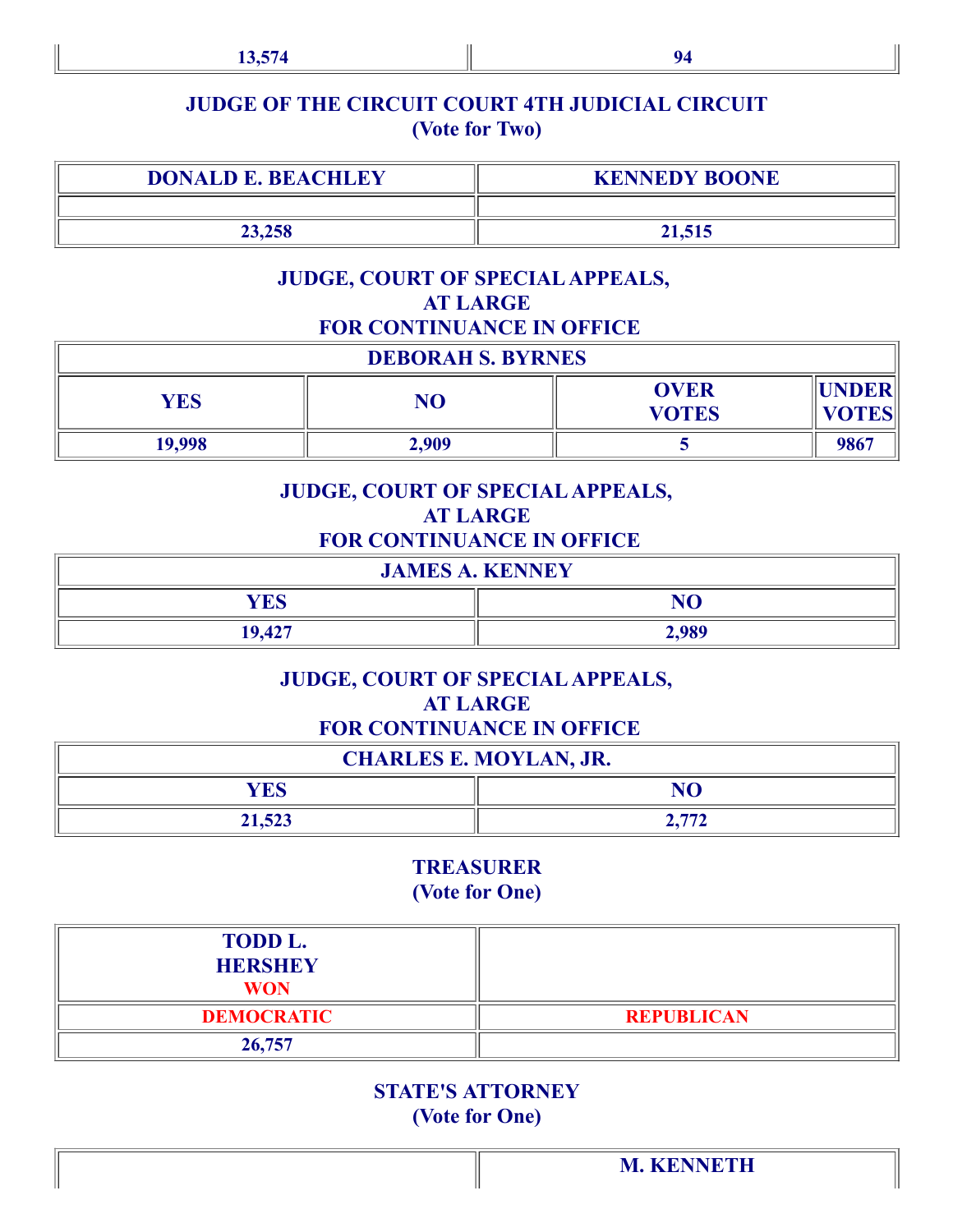| 13,574 | 94 |
|---|---|

## JUDGE OF THE CIRCUIT COURT 4TH JUDICIAL CIRCUIT
### (Vote for Two)

| DONALD E. BEACHLEY | KENNEDY BOONE |
|---|---|
| | |
| 23,258 | 21,515 |

## JUDGE, COURT OF SPECIAL APPEALS, AT LARGE FOR CONTINUANCE IN OFFICE

| DEBORAH S. BYRNES | | | |
|---|---|---|---|
| YES | NO | OVER VOTES | UNDER VOTES |
| 19,998 | 2,909 | 5 | 9867 |

## JUDGE, COURT OF SPECIAL APPEALS, AT LARGE FOR CONTINUANCE IN OFFICE

| JAMES A. KENNEY | |
|---|---|
| YES | NO |
| 19,427 | 2,989 |

## JUDGE, COURT OF SPECIAL APPEALS, AT LARGE FOR CONTINUANCE IN OFFICE

| CHARLES E. MOYLAN, JR. | |
|---|---|
| YES | NO |
| 21,523 | 2,772 |

## TREASURER
### (Vote for One)

| TODD L. HERSHEY WON | |
|---|---|
| DEMOCRATIC | REPUBLICAN |
| 26,757 | |

## STATE'S ATTORNEY
### (Vote for One)

| | M. KENNETH |
|---|---|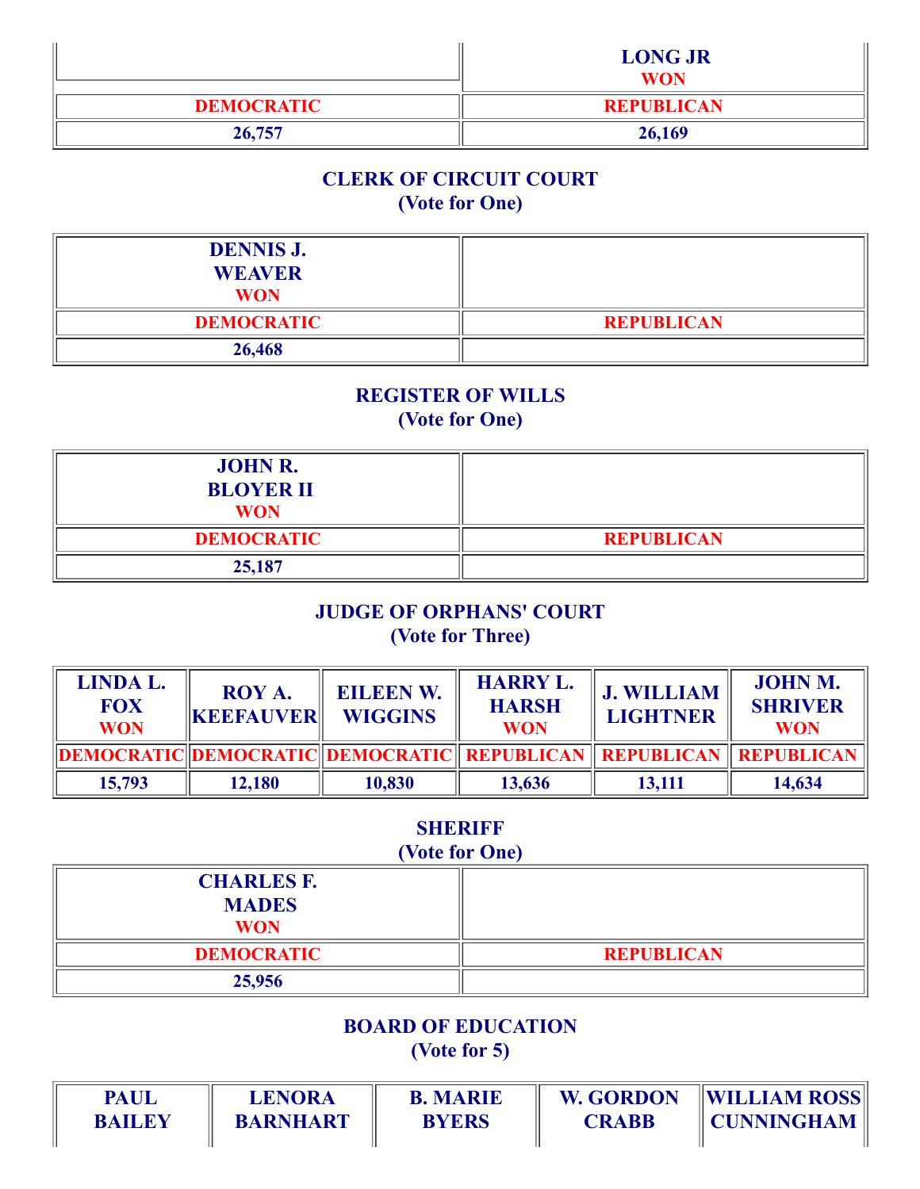| | LONG JR WON |
|---|---|
| DEMOCRATIC | REPUBLICAN |
| 26,757 | 26,169 |

## CLERK OF CIRCUIT COURT
(Vote for One)

| DENNIS J. WEAVER WON | |
|---|---|
| DEMOCRATIC | REPUBLICAN |
| 26,468 | |

## REGISTER OF WILLS
(Vote for One)

| JOHN R. BLOYER II WON | |
|---|---|
| DEMOCRATIC | REPUBLICAN |
| 25,187 | |

## JUDGE OF ORPHANS' COURT
(Vote for Three)

| LINDA L. FOX WON | ROY A. KEEFAUVER | EILEEN W. WIGGINS | HARRY L. HARSH WON | J. WILLIAM LIGHTNER | JOHN M. SHRIVER WON |
|---|---|---|---|---|---|
| DEMOCRATIC | DEMOCRATIC | DEMOCRATIC | REPUBLICAN | REPUBLICAN | REPUBLICAN |
| 15,793 | 12,180 | 10,830 | 13,636 | 13,111 | 14,634 |

## SHERIFF
(Vote for One)

| CHARLES F. MADES WON | |
|---|---|
| DEMOCRATIC | REPUBLICAN |
| 25,956 | |

## BOARD OF EDUCATION
(Vote for 5)

| PAUL BAILEY | LENORA BARNHART | B. MARIE BYERS | W. GORDON CRABB | WILLIAM ROSS CUNNINGHAM |
|---|---|---|---|---|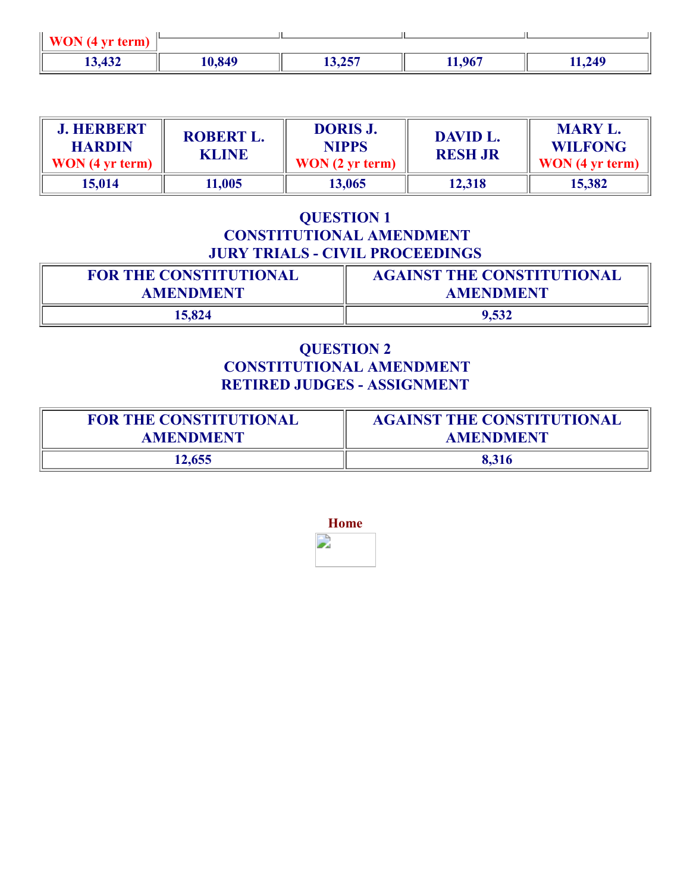| WON (4 yr term) | | | | |
|---|---|---|---|---|
| 13,432 | 10,849 | 13,257 | 11,967 | 11,249 |

| J. HERBERT HARDIN WON (4 yr term) | ROBERT L. KLINE | DORIS J. NIPPS WON (2 yr term) | DAVID L. RESH JR | MARY L. WILFONG WON (4 yr term) |
|---|---|---|---|---|
| 15,014 | 11,005 | 13,065 | 12,318 | 15,382 |

## QUESTION 1
## CONSTITUTIONAL AMENDMENT
## JURY TRIALS - CIVIL PROCEEDINGS

| FOR THE CONSTITUTIONAL AMENDMENT | AGAINST THE CONSTITUTIONAL AMENDMENT |
|---|---|
| 15,824 | 9,532 |

## QUESTION 2
## CONSTITUTIONAL AMENDMENT
## RETIRED JUDGES - ASSIGNMENT

| FOR THE CONSTITUTIONAL AMENDMENT | AGAINST THE CONSTITUTIONAL AMENDMENT |
|---|---|
| 12,655 | 8,316 |

**Home**